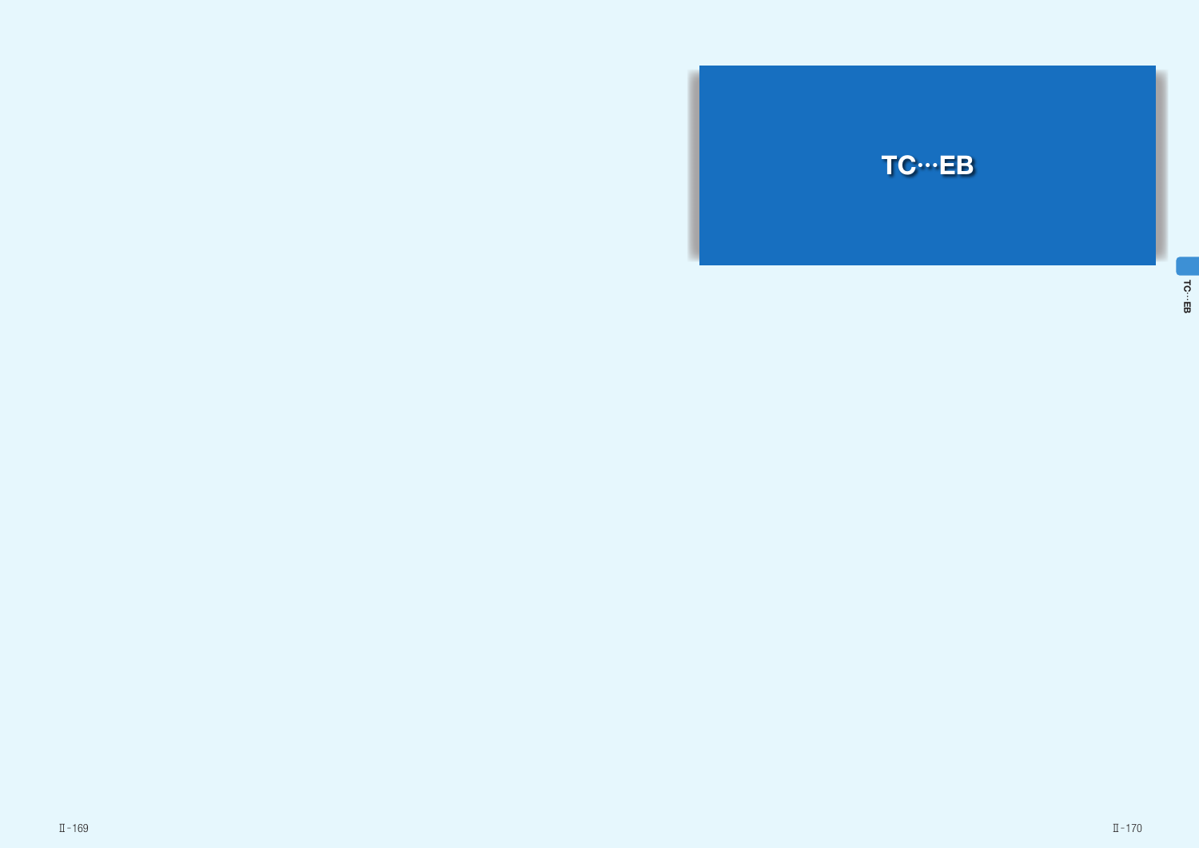# TC…EB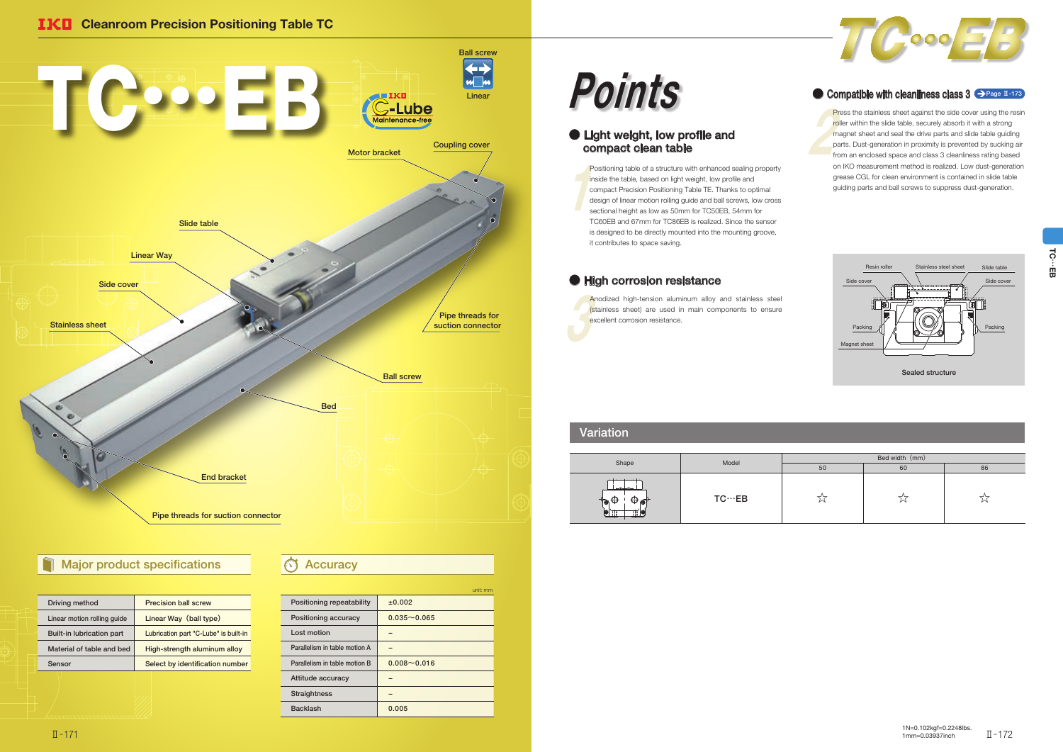# Cleanroom Precision Positioning Table TC

## TC···EB

Ball screw
Linear

C-Lube Maintenance-free

Motor bracket
Coupling cover
Slide table
Linear Way
Side cover
Stainless sheet
Pipe threads for suction connector
Ball screw
Bed
End bracket
Pipe threads for suction connector

### Major product specifications

| | |
|---|---|
| Driving method | Precision ball screw |
| Linear motion rolling guide | Linear Way（ball type） |
| Built-in lubrication part | Lubrication part "C-Lube" is built-in |
| Material of table and bed | High-strength aluminum alloy |
| Sensor | Select by identification number |

### Accuracy

unit: mm

| | |
|---|---|
| Positioning repeatability | ±0.002 |
| Positioning accuracy | 0.035～0.065 |
| Lost motion | – |
| Parallelism in table motion A | – |
| Parallelism in table motion B | 0.008～0.016 |
| Attitude accuracy | – |
| Straightness | – |
| Backlash | 0.005 |

## Points

### 1 Light weight, low profile and compact clean table

Positioning table of a structure with enhanced sealing property inside the table, based on light weight, low profile and compact Precision Positioning Table TE. Thanks to optimal design of linear motion rolling guide and ball screws, low cross sectional height as low as 50mm for TC50EB, 54mm for TC60EB and 67mm for TC86EB is realized. Since the sensor is designed to be directly mounted into the mounting groove, it contributes to space saving.

### 2 Compatible with cleanliness class 3 (Page Ⅱ-173)

Press the stainless sheet against the side cover using the resin roller within the slide table, securely absorb it with a strong magnet sheet and seal the drive parts and slide table guiding parts. Dust-generation in proximity is prevented by sucking air from an enclosed space and class 3 cleanliness rating based on IKO measurement method is realized. Low dust-generation grease CGL for clean environment is contained in slide table guiding parts and ball screws to suppress dust-generation.

### 3 High corrosion resistance

Anodized high-tension aluminum alloy and stainless steel (stainless sheet) are used in main components to ensure excellent corrosion resistance.

Resin roller, Stainless steel sheet, Slide table, Side cover, Side cover, Packing, Packing, Magnet sheet

Sealed structure

## Variation

| Shape | Model | Bed width（mm） | | |
|---|---|---|---|---|
| | | 50 | 60 | 86 |
| | TC···EB | ☆ | ☆ | ☆ |

1N=0.102kgf=0.2248lbs.
1mm=0.03937inch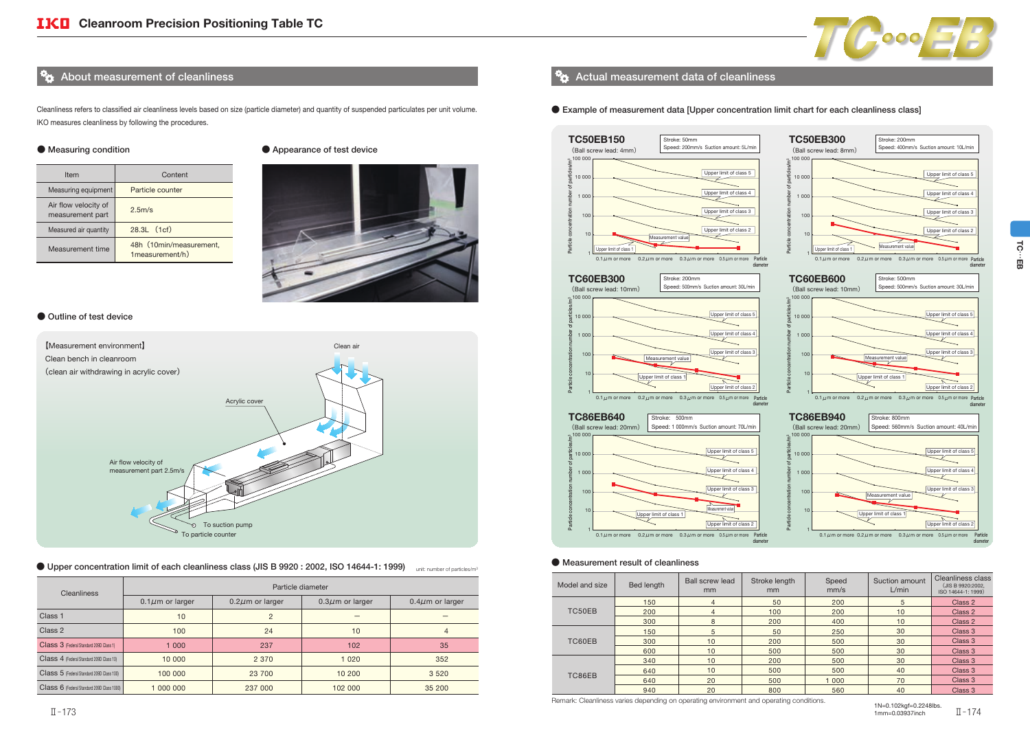# Cleanroom Precision Positioning Table TC

## About measurement of cleanliness

Cleanliness refers to classified air cleanliness levels based on size (particle diameter) and quantity of suspended particulates per unit volume.
IKO measures cleanliness by following the procedures.

### ● Measuring condition

| Item | Content |
|---|---|
| Measuring equipment | Particle counter |
| Air flow velocity of measurement part | 2.5m/s |
| Measured air quantity | 28.3L (1cf) |
| Measurement time | 48h (10min/measurement, 1measurement/h) |

### ● Appearance of test device

### ● Outline of test device

【Measurement environment】
Clean bench in cleanroom
(clean air withdrawing in acrylic cover)

Clean air
Acrylic cover
Air flow velocity of measurement part 2.5m/s
To suction pump
To particle counter

### ● Upper concentration limit of each cleanliness class (JIS B 9920 : 2002, ISO 14644-1: 1999)

unit: number of particles/m³

| Cleanliness | Particle diameter | | | |
|---|---|---|---|---|
| | 0.1μm or larger | 0.2μm or larger | 0.3μm or larger | 0.4μm or larger |
| Class 1 | 10 | 2 | – | – |
| Class 2 | 100 | 24 | 10 | 4 |
| Class 3 (Federal Standard 209D Class 1) | 1 000 | 237 | 102 | 35 |
| Class 4 (Federal Standard 209D Class 10) | 10 000 | 2 370 | 1 020 | 352 |
| Class 5 (Federal Standard 209D Class 100) | 100 000 | 23 700 | 10 200 | 3 520 |
| Class 6 (Federal Standard 209D Class 1000) | 1 000 000 | 237 000 | 102 000 | 35 200 |

## Actual measurement data of cleanliness

### ● Example of measurement data [Upper concentration limit chart for each cleanliness class]

**TC50EB150** (Ball screw lead: 4mm) — Stroke: 50mm, Speed: 200mm/s, Suction amount: 5L/min

**TC50EB300** (Ball screw lead: 8mm) — Stroke: 200mm, Speed: 400mm/s, Suction amount: 10L/min

**TC60EB300** (Ball screw lead: 10mm) — Stroke: 200mm, Speed: 500mm/s, Suction amount: 30L/min

**TC60EB600** (Ball screw lead: 10mm) — Stroke: 500mm, Speed: 500mm/s, Suction amount: 30L/min

**TC86EB640** (Ball screw lead: 20mm) — Stroke: 500mm, Speed: 1 000mm/s, Suction amount: 70L/min

**TC86EB940** (Ball screw lead: 20mm) — Stroke: 800mm, Speed: 560mm/s, Suction amount: 40L/min

(Charts: Particle concentration number of particles/m³ (1 – 100 000) vs. Particle diameter (0.1μm or more, 0.2μm or more, 0.3μm or more, 0.5μm or more), showing Measurement value and Upper limits of class 1 – class 5.)

### ● Measurement result of cleanliness

| Model and size | Bed length | Ball screw lead mm | Stroke length mm | Speed mm/s | Suction amount L/min | Cleanliness class (JIS B 9920:2002, ISO 14644-1: 1999) |
|---|---|---|---|---|---|---|
| TC50EB | 150 | 4 | 50 | 200 | 5 | Class 2 |
| | 200 | 4 | 100 | 200 | 10 | Class 2 |
| | 300 | 8 | 200 | 400 | 10 | Class 2 |
| TC60EB | 150 | 5 | 50 | 250 | 30 | Class 3 |
| | 300 | 10 | 200 | 500 | 30 | Class 3 |
| | 600 | 10 | 500 | 500 | 30 | Class 3 |
| TC86EB | 340 | 10 | 200 | 500 | 30 | Class 3 |
| | 640 | 10 | 500 | 500 | 40 | Class 3 |
| | 640 | 20 | 500 | 1 000 | 70 | Class 3 |
| | 940 | 20 | 800 | 560 | 40 | Class 3 |

Remark: Cleanliness varies depending on operating environment and operating conditions.

1N=0.102kgf=0.2248lbs.
1mm=0.03937inch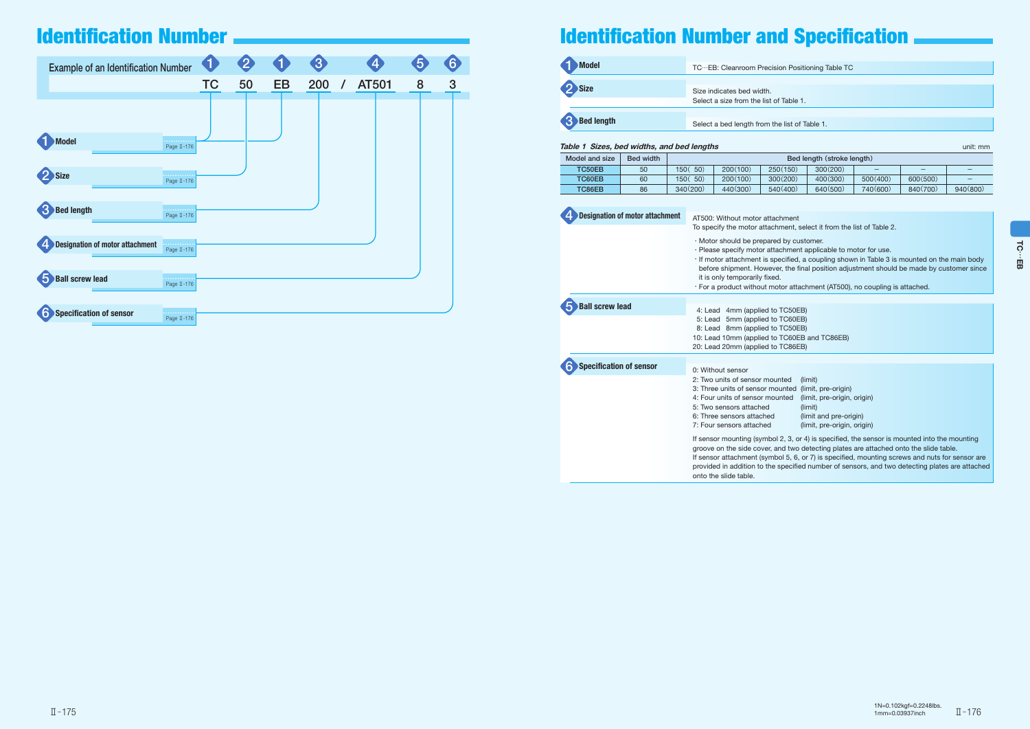# Identification Number

Example of an Identification Number

| ❶ | ❷ | ❶ | ❸ |  | ❹ | ❺ | ❻ |
|---|---|---|---|---|---|---|---|
| TC | 50 | EB | 200 | / | AT501 | 8 | 3 |

- ❶ Model — Page Ⅱ-176
- ❷ Size — Page Ⅱ-176
- ❸ Bed length — Page Ⅱ-176
- ❹ Designation of motor attachment — Page Ⅱ-176
- ❺ Ball screw lead — Page Ⅱ-176
- ❻ Specification of sensor — Page Ⅱ-176

# Identification Number and Specification

**❶ Model**

TC…EB: Cleanroom Precision Positioning Table TC

**❷ Size**

Size indicates bed width.
Select a size from the list of Table 1.

**❸ Bed length**

Select a bed length from the list of Table 1.

*Table 1 Sizes, bed widths, and bed lengths* unit: mm

| Model and size | Bed width | Bed length (stroke length) | | | | | | |
|---|---|---|---|---|---|---|---|---|
| TC50EB | 50 | 150( 50) | 200(100) | 250(150) | 300(200) | – | – | – |
| TC60EB | 60 | 150( 50) | 200(100) | 300(200) | 400(300) | 500(400) | 600(500) | – |
| TC86EB | 86 | 340(200) | 440(300) | 540(400) | 640(500) | 740(600) | 840(700) | 940(800) |

**❹ Designation of motor attachment**

AT500: Without motor attachment
To specify the motor attachment, select it from the list of Table 2.

- Motor should be prepared by customer.
- Please specify motor attachment applicable to motor for use.
- If motor attachment is specified, a coupling shown in Table 3 is mounted on the main body before shipment. However, the final position adjustment should be made by customer since it is only temporarily fixed.
- For a product without motor attachment (AT500), no coupling is attached.

**❺ Ball screw lead**

4: Lead 4mm (applied to TC50EB)
5: Lead 5mm (applied to TC60EB)
8: Lead 8mm (applied to TC50EB)
10: Lead 10mm (applied to TC60EB and TC86EB)
20: Lead 20mm (applied to TC86EB)

**❻ Specification of sensor**

0: Without sensor
2: Two units of sensor mounted (limit)
3: Three units of sensor mounted (limit, pre-origin)
4: Four units of sensor mounted (limit, pre-origin, origin)
5: Two sensors attached (limit)
6: Three sensors attached (limit and pre-origin)
7: Four sensors attached (limit, pre-origin, origin)

If sensor mounting (symbol 2, 3, or 4) is specified, the sensor is mounted into the mounting groove on the side cover, and two detecting plates are attached onto the slide table.
If sensor attachment (symbol 5, 6, or 7) is specified, mounting screws and nuts for sensor are provided in addition to the specified number of sensors, and two detecting plates are attached onto the slide table.

1N=0.102kgf=0.2248lbs.
1mm=0.03937inch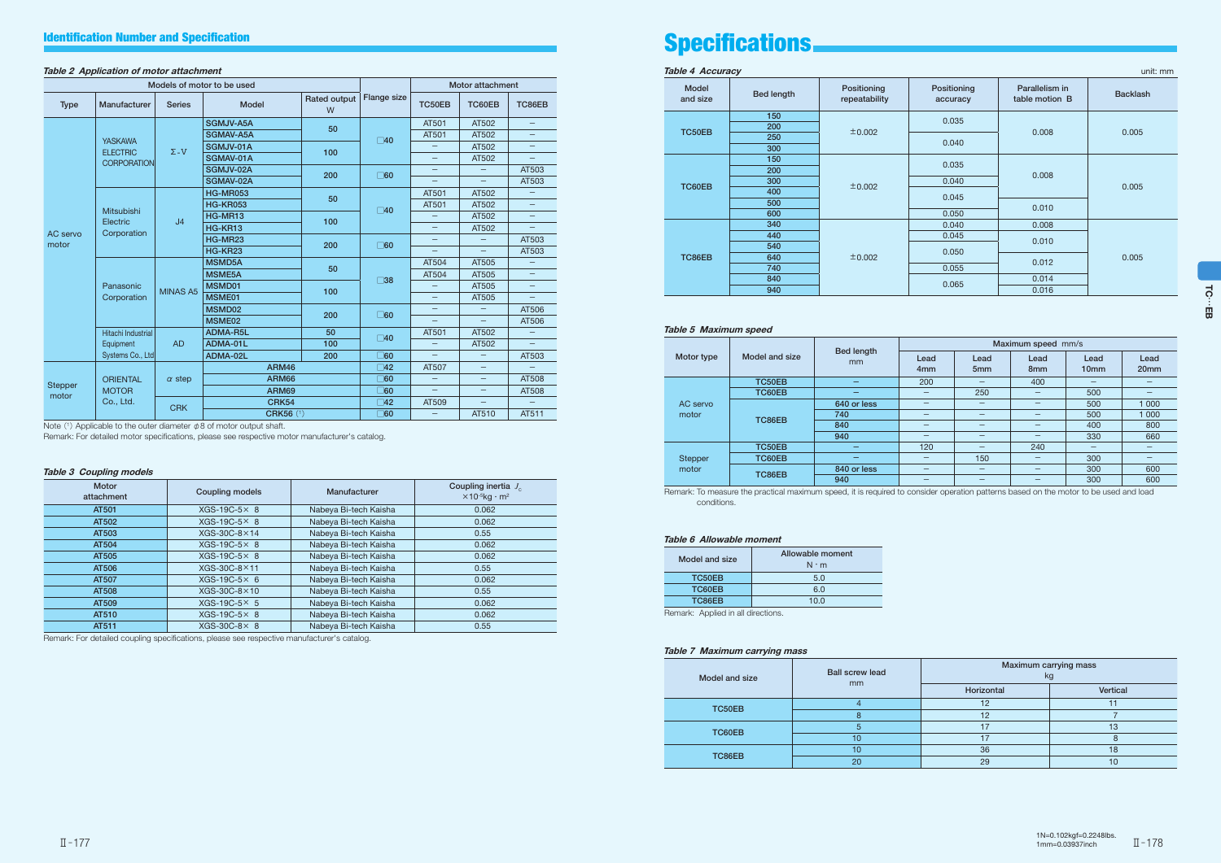## Identification Number and Specification

*Table 2 Application of motor attachment*

| Models of motor to be used | | | | | Flange size | Motor attachment | | |
|---|---|---|---|---|---|---|---|---|
| Type | Manufacturer | Series | Model | Rated output W | | TC50EB | TC60EB | TC86EB |
| AC servo motor | YASKAWA ELECTRIC CORPORATION | Σ-V | SGMJV-A5A | 50 | □40 | AT501 | AT502 | – |
| | | | SGMAV-A5A | | | AT501 | AT502 | – |
| | | | SGMJV-01A | 100 | | – | AT502 | – |
| | | | SGMAV-01A | | | – | AT502 | – |
| | | | SGMJV-02A | 200 | □60 | – | – | AT503 |
| | | | SGMAV-02A | | | – | – | AT503 |
| | Mitsubishi Electric Corporation | J4 | HG-MR053 | 50 | □40 | AT501 | AT502 | – |
| | | | HG-KR053 | | | AT501 | AT502 | – |
| | | | HG-MR13 | 100 | | – | AT502 | – |
| | | | HG-KR13 | | | – | AT502 | – |
| | | | HG-MR23 | 200 | □60 | – | – | AT503 |
| | | | HG-KR23 | | | – | – | AT503 |
| | Panasonic Corporation | MINAS A5 | MSMD5A | 50 | □38 | AT504 | AT505 | – |
| | | | MSME5A | | | AT504 | AT505 | – |
| | | | MSMD01 | 100 | | – | AT505 | – |
| | | | MSME01 | | | – | AT505 | – |
| | | | MSMD02 | 200 | □60 | – | – | AT506 |
| | | | MSME02 | | | – | – | AT506 |
| | Hitachi Industrial Equipment Systems Co., Ltd | AD | ADMA-R5L | 50 | □40 | AT501 | AT502 | – |
| | | | ADMA-01L | 100 | | – | AT502 | – |
| | | | ADMA-02L | 200 | □60 | – | – | AT503 |
| Stepper motor | ORIENTAL MOTOR Co., Ltd. | α step | ARM46 | | □42 | AT507 | – | – |
| | | | ARM66 | | □60 | – | – | AT508 |
| | | | ARM69 | | □60 | – | – | AT508 |
| | | CRK | CRK54 | | □42 | AT509 | – | – |
| | | | CRK56 (1) | | □60 | – | AT510 | AT511 |

Note (1) Applicable to the outer diameter φ8 of motor output shaft.

Remark: For detailed motor specifications, please see respective motor manufacturer's catalog.

*Table 3 Coupling models*

| Motor attachment | Coupling models | Manufacturer | Coupling inertia $J_c$ $\times10^{-5}$kg・m² |
|---|---|---|---|
| AT501 | XGS-19C-5× 8 | Nabeya Bi-tech Kaisha | 0.062 |
| AT502 | XGS-19C-5× 8 | Nabeya Bi-tech Kaisha | 0.062 |
| AT503 | XGS-30C-8×14 | Nabeya Bi-tech Kaisha | 0.55 |
| AT504 | XGS-19C-5× 8 | Nabeya Bi-tech Kaisha | 0.062 |
| AT505 | XGS-19C-5× 8 | Nabeya Bi-tech Kaisha | 0.062 |
| AT506 | XGS-30C-8×11 | Nabeya Bi-tech Kaisha | 0.55 |
| AT507 | XGS-19C-5× 6 | Nabeya Bi-tech Kaisha | 0.062 |
| AT508 | XGS-30C-8×10 | Nabeya Bi-tech Kaisha | 0.55 |
| AT509 | XGS-19C-5× 5 | Nabeya Bi-tech Kaisha | 0.062 |
| AT510 | XGS-19C-5× 8 | Nabeya Bi-tech Kaisha | 0.062 |
| AT511 | XGS-30C-8× 8 | Nabeya Bi-tech Kaisha | 0.55 |

Remark: For detailed coupling specifications, please see respective manufacturer's catalog.

# Specifications

*Table 4 Accuracy* unit: mm

| Model and size | Bed length | Positioning repeatability | Positioning accuracy | Parallelism in table motion B | Backlash |
|---|---|---|---|---|---|
| TC50EB | 150 | ±0.002 | 0.035 | 0.008 | 0.005 |
| | 200 | | | | |
| | 250 | | 0.040 | | |
| | 300 | | | | |
| TC60EB | 150 | ±0.002 | 0.035 | 0.008 | 0.005 |
| | 200 | | | | |
| | 300 | | 0.040 | | |
| | 400 | | 0.045 | | |
| | 500 | | | 0.010 | |
| | 600 | | 0.050 | | |
| TC86EB | 340 | ±0.002 | 0.040 | 0.008 | 0.005 |
| | 440 | | 0.045 | 0.010 | |
| | 540 | | 0.050 | | |
| | 640 | | | 0.012 | |
| | 740 | | 0.055 | | |
| | 840 | | 0.065 | 0.014 | |
| | 940 | | | 0.016 | |

*Table 5 Maximum speed*

| Motor type | Model and size | Bed length mm | Maximum speed mm/s | | | | |
|---|---|---|---|---|---|---|---|
| | | | Lead 4mm | Lead 5mm | Lead 8mm | Lead 10mm | Lead 20mm |
| AC servo motor | TC50EB | – | 200 | – | 400 | – | – |
| | TC60EB | – | – | 250 | – | 500 | – |
| | TC86EB | 640 or less | – | – | – | 500 | 1 000 |
| | | 740 | – | – | – | 500 | 1 000 |
| | | 840 | – | – | – | 400 | 800 |
| | | 940 | – | – | – | 330 | 660 |
| Stepper motor | TC50EB | – | 120 | – | 240 | – | – |
| | TC60EB | – | – | 150 | – | 300 | – |
| | TC86EB | 840 or less | – | – | – | 300 | 600 |
| | | 940 | – | – | – | 300 | 600 |

Remark: To measure the practical maximum speed, it is required to consider operation patterns based on the motor to be used and load conditions.

*Table 6 Allowable moment*

| Model and size | Allowable moment N・m |
|---|---|
| TC50EB | 5.0 |
| TC60EB | 6.0 |
| TC86EB | 10.0 |

Remark: Applied in all directions.

*Table 7 Maximum carrying mass*

| Model and size | Ball screw lead mm | Maximum carrying mass kg | |
|---|---|---|---|
| | | Horizontal | Vertical |
| TC50EB | 4 | 12 | 11 |
| | 8 | 12 | 7 |
| TC60EB | 5 | 17 | 13 |
| | 10 | 17 | 8 |
| TC86EB | 10 | 36 | 18 |
| | 20 | 29 | 10 |

1N=0.102kgf=0.2248lbs.
1mm=0.03937inch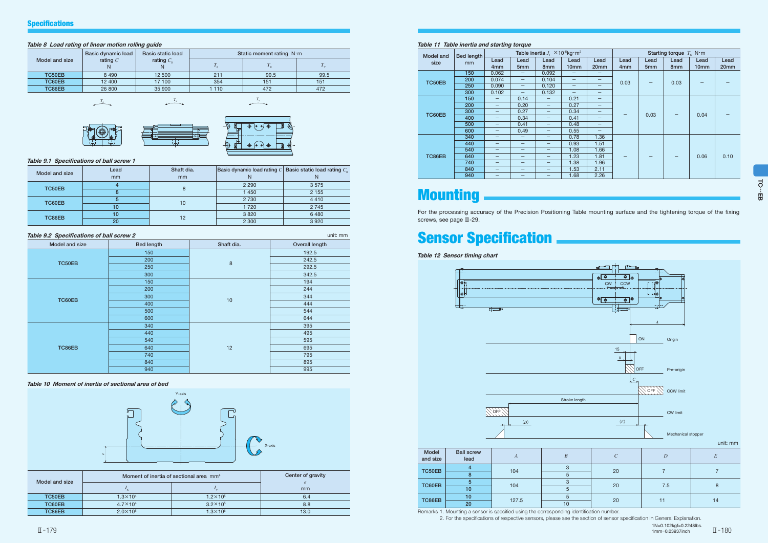## Specifications

*Table 8 Load rating of linear motion rolling guide*

| Model and size | Basic dynamic load rating $C$ N | Basic static load rating $C_0$ N | Static moment rating N·m | | |
|---|---|---|---|---|---|
| | | | $T_0$ | $T_X$ | $T_Y$ |
| TC50EB | 8 490 | 12 500 | 211 | 99.5 | 99.5 |
| TC60EB | 12 400 | 17 100 | 354 | 151 | 151 |
| TC86EB | 26 800 | 35 900 | 1 110 | 472 | 472 |

*Table 9.1 Specifications of ball screw 1*

| Model and size | Lead mm | Shaft dia. mm | Basic dynamic load rating $C$ N | Basic static load rating $C_0$ N |
|---|---|---|---|---|
| TC50EB | 4 | 8 | 2 290 | 3 575 |
| | 8 | | 1 450 | 2 155 |
| TC60EB | 5 | 10 | 2 730 | 4 410 |
| | 10 | | 1 720 | 2 745 |
| TC86EB | 10 | 12 | 3 820 | 6 480 |
| | 20 | | 2 300 | 3 920 |

*Table 9.2 Specifications of ball screw 2*

unit: mm

| Model and size | Bed length | Shaft dia. | Overall length |
|---|---|---|---|
| TC50EB | 150 | 8 | 192.5 |
| | 200 | | 242.5 |
| | 250 | | 292.5 |
| | 300 | | 342.5 |
| TC60EB | 150 | 10 | 194 |
| | 200 | | 244 |
| | 300 | | 344 |
| | 400 | | 444 |
| | 500 | | 544 |
| | 600 | | 644 |
| TC86EB | 340 | 12 | 395 |
| | 440 | | 495 |
| | 540 | | 595 |
| | 640 | | 695 |
| | 740 | | 795 |
| | 840 | | 895 |
| | 940 | | 995 |

*Table 10 Moment of inertia of sectional area of bed*

| Model and size | Moment of inertia of sectional area mm⁴ | | Center of gravity $e$ mm |
|---|---|---|---|
| | $I_X$ | $I_Y$ | |
| TC50EB | $1.3\times10^4$ | $1.2\times10^5$ | 6.4 |
| TC60EB | $4.7\times10^4$ | $3.2\times10^5$ | 8.8 |
| TC86EB | $2.0\times10^5$ | $1.3\times10^6$ | 13.0 |

*Table 11 Table inertia and starting torque*

| Model and size | Bed length mm | Table inertia $J_T$ $\times10^{-5}$kg·m² | | | | | Starting torque $T_S$ N·m | | | | |
|---|---|---|---|---|---|---|---|---|---|---|---|
| | | Lead 4mm | Lead 5mm | Lead 8mm | Lead 10mm | Lead 20mm | Lead 4mm | Lead 5mm | Lead 8mm | Lead 10mm | Lead 20mm |
| TC50EB | 150 | 0.062 | – | 0.092 | – | – | 0.03 | – | 0.03 | – | – |
| | 200 | 0.074 | – | 0.104 | – | – | | | | | |
| | 250 | 0.090 | – | 0.120 | – | – | | | | | |
| | 300 | 0.102 | – | 0.132 | – | – | | | | | |
| TC60EB | 150 | – | 0.14 | – | 0.21 | – | – | 0.03 | – | 0.04 | – |
| | 200 | – | 0.20 | – | 0.27 | – | | | | | |
| | 300 | – | 0.27 | – | 0.34 | – | | | | | |
| | 400 | – | 0.34 | – | 0.41 | – | | | | | |
| | 500 | – | 0.41 | – | 0.48 | – | | | | | |
| | 600 | – | 0.49 | – | 0.55 | – | | | | | |
| TC86EB | 340 | – | – | – | 0.78 | 1.36 | – | – | – | 0.06 | 0.10 |
| | 440 | – | – | – | 0.93 | 1.51 | | | | | |
| | 540 | – | – | – | 1.08 | 1.66 | | | | | |
| | 640 | – | – | – | 1.23 | 1.81 | | | | | |
| | 740 | – | – | – | 1.38 | 1.96 | | | | | |
| | 840 | – | – | – | 1.53 | 2.11 | | | | | |
| | 940 | – | – | – | 1.68 | 2.26 | | | | | |

# Mounting

For the processing accuracy of the Precision Positioning Table mounting surface and the tightening torque of the fixing screws, see page Ⅲ-29.

# Sensor Specification

*Table 12 Sensor timing chart*

unit: mm

| Model and size | Ball screw lead | $A$ | $B$ | $C$ | $D$ | $E$ |
|---|---|---|---|---|---|---|
| TC50EB | 4 | 104 | 3 | 20 | 7 | 7 |
| | 8 | | 5 | | | |
| TC60EB | 5 | 104 | 3 | 20 | 7.5 | 8 |
| | 10 | | 5 | | | |
| TC86EB | 10 | 127.5 | 5 | 20 | 11 | 14 |
| | 20 | | 10 | | | |

Remarks 1. Mounting a sensor is specified using the corresponding identification number.

2. For the specifications of respective sensors, please see the section of sensor specification in General Explanation.

1N=0.102kgf=0.2248lbs.
1mm=0.03937inch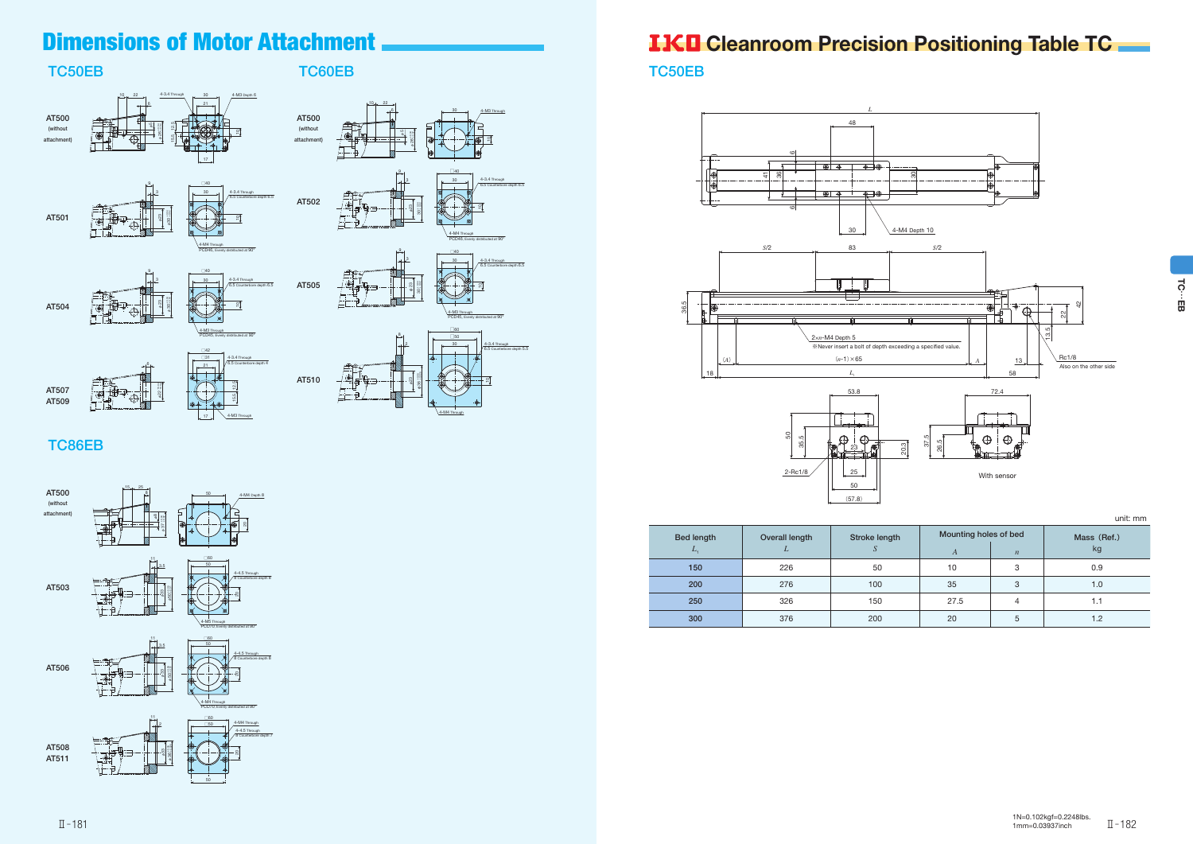# Dimensions of Motor Attachment

## TC50EB

AT500 (without attachment)

AT501

AT504

AT507
AT509

## TC60EB

AT500 (without attachment)

AT502

AT505

AT510

## TC86EB

AT500 (without attachment)

AT503

AT506

AT508
AT511

# IKO Cleanroom Precision Positioning Table TC

## TC50EB

2×n-M4 Depth 5
※Never insert a bolt of depth exceeding a specified value.

Rc1/8
Also on the other side

2-Rc1/8

With sensor

unit: mm

| Bed length $L_1$ | Overall length $L$ | Stroke length $S$ | Mounting holes of bed $A$ | $n$ | Mass (Ref.) kg |
|---|---|---|---|---|---|
| 150 | 226 | 50 | 10 | 3 | 0.9 |
| 200 | 276 | 100 | 35 | 3 | 1.0 |
| 250 | 326 | 150 | 27.5 | 4 | 1.1 |
| 300 | 376 | 200 | 20 | 5 | 1.2 |

1N=0.102kgf=0.2248lbs.
1mm=0.03937inch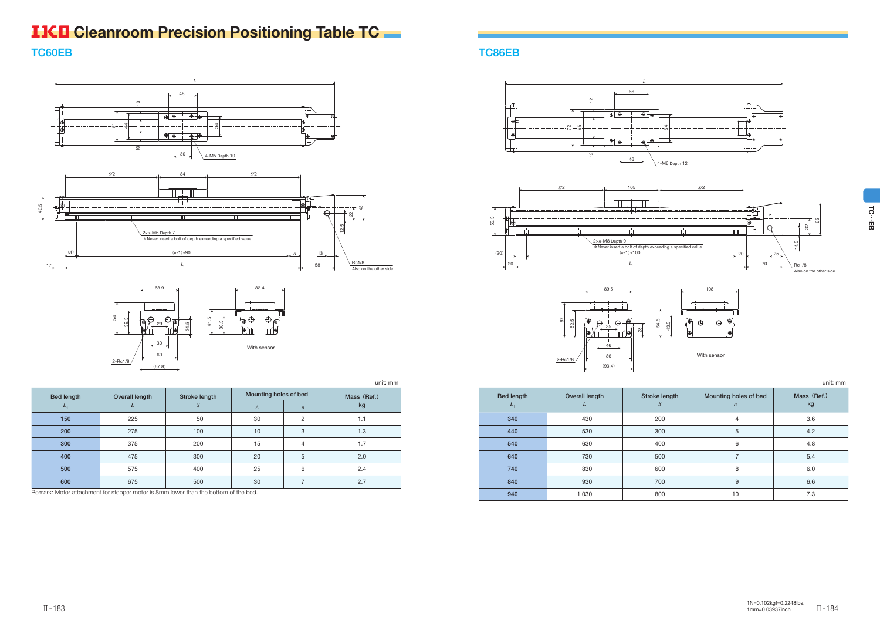# IKO Cleanroom Precision Positioning Table TC

## TC60EB

L
48
10
44
51
34
10
30
4-M5 Depth 10

S/2
84
S/2
40.5
43
22
12.5
2×n-M6 Depth 7
※Never insert a bolt of depth exceeding a specified value.
(A)
(n-1)×90
A
13
17
$L_1$
58
Rc1/8
Also on the other side

63.9
54
39.5
29
24.5
30
60
(67.8)
2-Rc1/8

82.4
41.5
30.5
With sensor

unit: mm

| Bed length $L_1$ | Overall length $L$ | Stroke length $S$ | Mounting holes of bed | | Mass (Ref.) kg |
|---|---|---|---|---|---|
| | | | $A$ | $n$ | |
| 150 | 225 | 50 | 30 | 2 | 1.1 |
| 200 | 275 | 100 | 10 | 3 | 1.3 |
| 300 | 375 | 200 | 15 | 4 | 1.7 |
| 400 | 475 | 300 | 20 | 5 | 2.0 |
| 500 | 575 | 400 | 25 | 6 | 2.4 |
| 600 | 675 | 500 | 30 | 7 | 2.7 |

Remark: Motor attachment for stepper motor is 8mm lower than the bottom of the bed.

## TC86EB

L
66
12
72
65
54
12
46
4-M6 Depth 12

S/2
105
S/2
53.5
62
32
14.5
2×n-M8 Depth 9
※Never insert a bolt of depth exceeding a specified value.
(n-1)×100
(20)
20
25
20
$L_1$
70
Rc1/8
Also on the other side

89.5
67
52.5
35
28
46
86
(93.4)
2-Rc1/8

108
54.5
43.5
With sensor

unit: mm

| Bed length $L_1$ | Overall length $L$ | Stroke length $S$ | Mounting holes of bed $n$ | Mass (Ref.) kg |
|---|---|---|---|---|
| 340 | 430 | 200 | 4 | 3.6 |
| 440 | 530 | 300 | 5 | 4.2 |
| 540 | 630 | 400 | 6 | 4.8 |
| 640 | 730 | 500 | 7 | 5.4 |
| 740 | 830 | 600 | 8 | 6.0 |
| 840 | 930 | 700 | 9 | 6.6 |
| 940 | 1 030 | 800 | 10 | 7.3 |

1N=0.102kgf=0.2248lbs.
1mm=0.03937inch